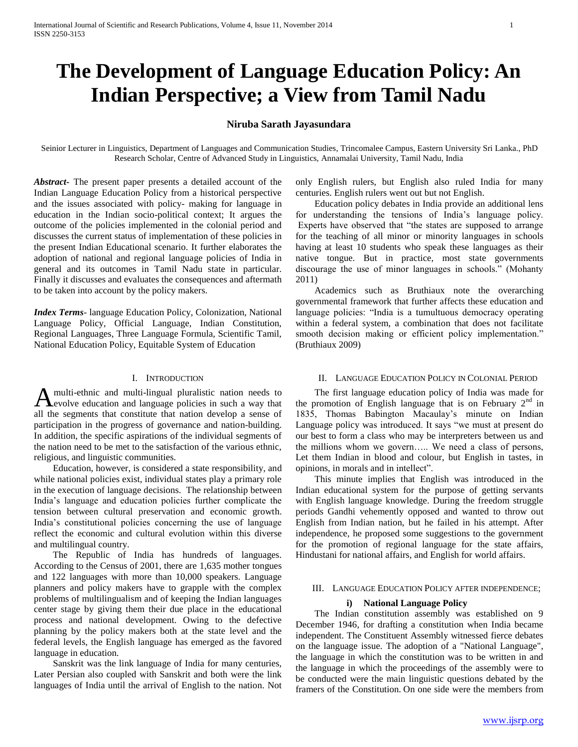# The Development of Language Education Policy: An Indian Perspective; a View from Tamil Nadu

**Niruba Sarath Jayasundara**

Seinior Lecturer in Linguistics, Department of Languages and Communication Studies, Trincomalee Campus, Eastern University Sri Lanka., PhD Research Scholar, Centre of Advanced Study in Linguistics, Annamalai University, Tamil Nadu, India

***Abstract-*** The present paper presents a detailed account of the Indian Language Education Policy from a historical perspective and the issues associated with policy- making for language in education in the Indian socio-political context; It argues the outcome of the policies implemented in the colonial period and discusses the current status of implementation of these policies in the present Indian Educational scenario. It further elaborates the adoption of national and regional language policies of India in general and its outcomes in Tamil Nadu state in particular. Finally it discusses and evaluates the consequences and aftermath to be taken into account by the policy makers.

***Index Terms*****-** language Education Policy, Colonization, National Language Policy, Official Language, Indian Constitution, Regional Languages, Three Language Formula, Scientific Tamil, National Education Policy, Equitable System of Education

## I. Introduction

A multi-ethnic and multi-lingual pluralistic nation needs to evolve education and language policies in such a way that all the segments that constitute that nation develop a sense of participation in the progress of governance and nation-building. In addition, the specific aspirations of the individual segments of the nation need to be met to the satisfaction of the various ethnic, religious, and linguistic communities.

Education, however, is considered a state responsibility, and while national policies exist, individual states play a primary role in the execution of language decisions. The relationship between India's language and education policies further complicate the tension between cultural preservation and economic growth. India's constitutional policies concerning the use of language reflect the economic and cultural evolution within this diverse and multilingual country.

The Republic of India has hundreds of languages. According to the Census of 2001, there are 1,635 mother tongues and 122 languages with more than 10,000 speakers. Language planners and policy makers have to grapple with the complex problems of multilingualism and of keeping the Indian languages center stage by giving them their due place in the educational process and national development. Owing to the defective planning by the policy makers both at the state level and the federal levels, the English language has emerged as the favored language in education.

Sanskrit was the link language of India for many centuries, Later Persian also coupled with Sanskrit and both were the link languages of India until the arrival of English to the nation. Not only English rulers, but English also ruled India for many centuries. English rulers went out but not English.

Education policy debates in India provide an additional lens for understanding the tensions of India's language policy. Experts have observed that "the states are supposed to arrange for the teaching of all minor or minority languages in schools having at least 10 students who speak these languages as their native tongue. But in practice, most state governments discourage the use of minor languages in schools." (Mohanty 2011)

Academics such as Bruthiaux note the overarching governmental framework that further affects these education and language policies: "India is a tumultuous democracy operating within a federal system, a combination that does not facilitate smooth decision making or efficient policy implementation." (Bruthiaux 2009)

## II. Language Education Policy in Colonial Period

The first language education policy of India was made for the promotion of English language that is on February 2nd in 1835, Thomas Babington Macaulay's minute on Indian Language policy was introduced. It says "we must at present do our best to form a class who may be interpreters between us and the millions whom we govern….. We need a class of persons, Let them Indian in blood and colour, but English in tastes, in opinions, in morals and in intellect".

This minute implies that English was introduced in the Indian educational system for the purpose of getting servants with English language knowledge. During the freedom struggle periods Gandhi vehemently opposed and wanted to throw out English from Indian nation, but he failed in his attempt. After independence, he proposed some suggestions to the government for the promotion of regional language for the state affairs, Hindustani for national affairs, and English for world affairs.

## III. Language Education Policy after independence;

### i) National Language Policy

The Indian constitution assembly was established on 9 December 1946, for drafting a constitution when India became independent. The Constituent Assembly witnessed fierce debates on the language issue. The adoption of a "National Language", the language in which the constitution was to be written in and the language in which the proceedings of the assembly were to be conducted were the main linguistic questions debated by the framers of the Constitution. On one side were the members from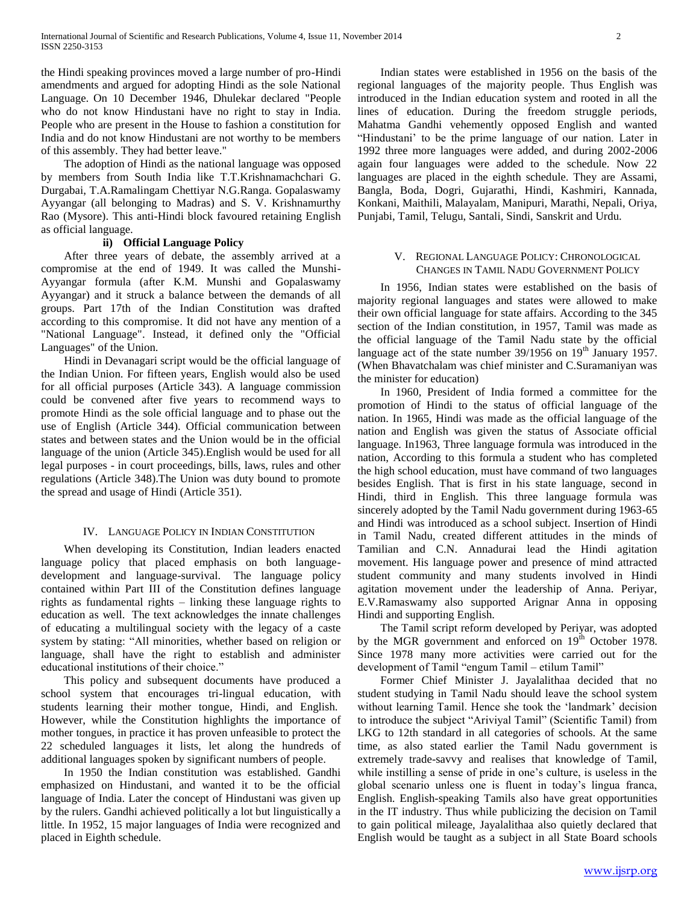the Hindi speaking provinces moved a large number of pro-Hindi amendments and argued for adopting Hindi as the sole National Language. On 10 December 1946, Dhulekar declared "People who do not know Hindustani have no right to stay in India. People who are present in the House to fashion a constitution for India and do not know Hindustani are not worthy to be members of this assembly. They had better leave."

The adoption of Hindi as the national language was opposed by members from South India like T.T.Krishnamachchari G. Durgabai, T.A.Ramalingam Chettiyar N.G.Ranga. Gopalaswamy Ayyangar (all belonging to Madras) and S. V. Krishnamurthy Rao (Mysore). This anti-Hindi block favoured retaining English as official language.

### ii) Official Language Policy

After three years of debate, the assembly arrived at a compromise at the end of 1949. It was called the Munshi-Ayyangar formula (after K.M. Munshi and Gopalaswamy Ayyangar) and it struck a balance between the demands of all groups. Part 17th of the Indian Constitution was drafted according to this compromise. It did not have any mention of a "National Language". Instead, it defined only the "Official Languages" of the Union.

Hindi in Devanagari script would be the official language of the Indian Union. For fifteen years, English would also be used for all official purposes (Article 343). A language commission could be convened after five years to recommend ways to promote Hindi as the sole official language and to phase out the use of English (Article 344). Official communication between states and between states and the Union would be in the official language of the union (Article 345).English would be used for all legal purposes - in court proceedings, bills, laws, rules and other regulations (Article 348).The Union was duty bound to promote the spread and usage of Hindi (Article 351).

## IV. Language Policy in Indian Constitution

When developing its Constitution, Indian leaders enacted language policy that placed emphasis on both language-development and language-survival. The language policy contained within Part III of the Constitution defines language rights as fundamental rights – linking these language rights to education as well. The text acknowledges the innate challenges of educating a multilingual society with the legacy of a caste system by stating: "All minorities, whether based on religion or language, shall have the right to establish and administer educational institutions of their choice."

This policy and subsequent documents have produced a school system that encourages tri-lingual education, with students learning their mother tongue, Hindi, and English. However, while the Constitution highlights the importance of mother tongues, in practice it has proven unfeasible to protect the 22 scheduled languages it lists, let along the hundreds of additional languages spoken by significant numbers of people.

In 1950 the Indian constitution was established. Gandhi emphasized on Hindustani, and wanted it to be the official language of India. Later the concept of Hindustani was given up by the rulers. Gandhi achieved politically a lot but linguistically a little. In 1952, 15 major languages of India were recognized and placed in Eighth schedule.

Indian states were established in 1956 on the basis of the regional languages of the majority people. Thus English was introduced in the Indian education system and rooted in all the lines of education. During the freedom struggle periods, Mahatma Gandhi vehemently opposed English and wanted "Hindustani' to be the prime language of our nation. Later in 1992 three more languages were added, and during 2002-2006 again four languages were added to the schedule. Now 22 languages are placed in the eighth schedule. They are Assami, Bangla, Boda, Dogri, Gujarathi, Hindi, Kashmiri, Kannada, Konkani, Maithili, Malayalam, Manipuri, Marathi, Nepali, Oriya, Punjabi, Tamil, Telugu, Santali, Sindi, Sanskrit and Urdu.

## V. Regional Language Policy: Chronological Changes in Tamil Nadu Government Policy

In 1956, Indian states were established on the basis of majority regional languages and states were allowed to make their own official language for state affairs. According to the 345 section of the Indian constitution, in 1957, Tamil was made as the official language of the Tamil Nadu state by the official language act of the state number 39/1956 on 19th January 1957. (When Bhavatchalam was chief minister and C.Suramaniyan was the minister for education)

In 1960, President of India formed a committee for the promotion of Hindi to the status of official language of the nation. In 1965, Hindi was made as the official language of the nation and English was given the status of Associate official language. In1963, Three language formula was introduced in the nation, According to this formula a student who has completed the high school education, must have command of two languages besides English. That is first in his state language, second in Hindi, third in English. This three language formula was sincerely adopted by the Tamil Nadu government during 1963-65 and Hindi was introduced as a school subject. Insertion of Hindi in Tamil Nadu, created different attitudes in the minds of Tamilian and C.N. Annadurai lead the Hindi agitation movement. His language power and presence of mind attracted student community and many students involved in Hindi agitation movement under the leadership of Anna. Periyar, E.V.Ramaswamy also supported Arignar Anna in opposing Hindi and supporting English.

The Tamil script reform developed by Periyar, was adopted by the MGR government and enforced on 19th October 1978. Since 1978 many more activities were carried out for the development of Tamil "engum Tamil – etilum Tamil"

Former Chief Minister J. Jayalalithaa decided that no student studying in Tamil Nadu should leave the school system without learning Tamil. Hence she took the 'landmark' decision to introduce the subject "Ariviyal Tamil" (Scientific Tamil) from LKG to 12th standard in all categories of schools. At the same time, as also stated earlier the Tamil Nadu government is extremely trade-savvy and realises that knowledge of Tamil, while instilling a sense of pride in one's culture, is useless in the global scenario unless one is fluent in today's lingua franca, English. English-speaking Tamils also have great opportunities in the IT industry. Thus while publicizing the decision on Tamil to gain political mileage, Jayalalithaa also quietly declared that English would be taught as a subject in all State Board schools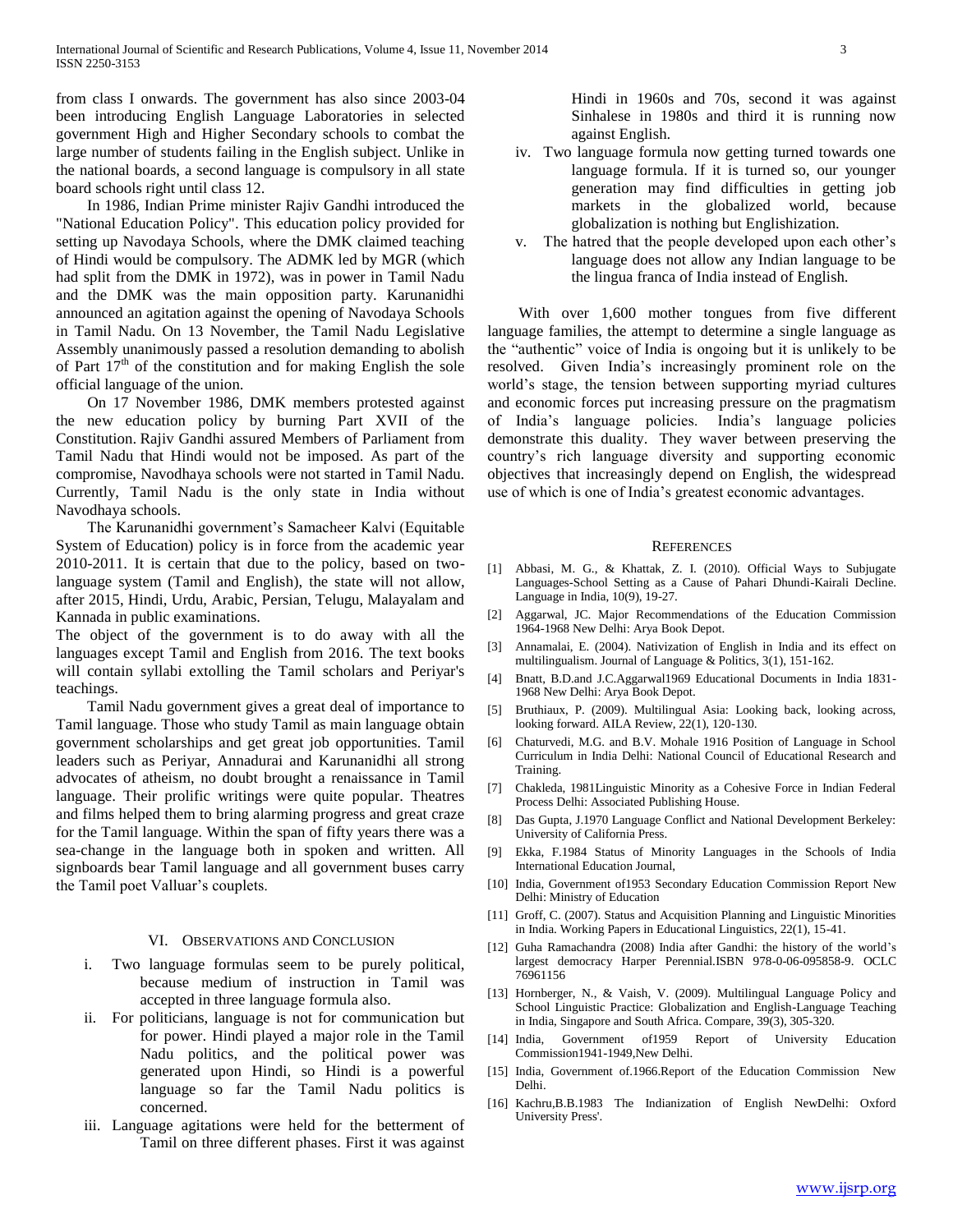from class I onwards. The government has also since 2003-04 been introducing English Language Laboratories in selected government High and Higher Secondary schools to combat the large number of students failing in the English subject. Unlike in the national boards, a second language is compulsory in all state board schools right until class 12.

In 1986, Indian Prime minister Rajiv Gandhi introduced the "National Education Policy". This education policy provided for setting up Navodaya Schools, where the DMK claimed teaching of Hindi would be compulsory. The ADMK led by MGR (which had split from the DMK in 1972), was in power in Tamil Nadu and the DMK was the main opposition party. Karunanidhi announced an agitation against the opening of Navodaya Schools in Tamil Nadu. On 13 November, the Tamil Nadu Legislative Assembly unanimously passed a resolution demanding to abolish of Part $17^{th}$ of the constitution and for making English the sole official language of the union.

On 17 November 1986, DMK members protested against the new education policy by burning Part XVII of the Constitution. Rajiv Gandhi assured Members of Parliament from Tamil Nadu that Hindi would not be imposed. As part of the compromise, Navodhaya schools were not started in Tamil Nadu. Currently, Tamil Nadu is the only state in India without Navodhaya schools.

The Karunanidhi government's Samacheer Kalvi (Equitable System of Education) policy is in force from the academic year 2010-2011. It is certain that due to the policy, based on two-language system (Tamil and English), the state will not allow, after 2015, Hindi, Urdu, Arabic, Persian, Telugu, Malayalam and Kannada in public examinations.

The object of the government is to do away with all the languages except Tamil and English from 2016. The text books will contain syllabi extolling the Tamil scholars and Periyar's teachings.

Tamil Nadu government gives a great deal of importance to Tamil language. Those who study Tamil as main language obtain government scholarships and get great job opportunities. Tamil leaders such as Periyar, Annadurai and Karunanidhi all strong advocates of atheism, no doubt brought a renaissance in Tamil language. Their prolific writings were quite popular. Theatres and films helped them to bring alarming progress and great craze for the Tamil language. Within the span of fifty years there was a sea-change in the language both in spoken and written. All signboards bear Tamil language and all government buses carry the Tamil poet Valluar's couplets.

## VI. Observations and Conclusion

i. Two language formulas seem to be purely political, because medium of instruction in Tamil was accepted in three language formula also.

ii. For politicians, language is not for communication but for power. Hindi played a major role in the Tamil Nadu politics, and the political power was generated upon Hindi, so Hindi is a powerful language so far the Tamil Nadu politics is concerned.

iii. Language agitations were held for the betterment of Tamil on three different phases. First it was against Hindi in 1960s and 70s, second it was against Sinhalese in 1980s and third it is running now against English.

iv. Two language formula now getting turned towards one language formula. If it is turned so, our younger generation may find difficulties in getting job markets in the globalized world, because globalization is nothing but Englishization.

v. The hatred that the people developed upon each other's language does not allow any Indian language to be the lingua franca of India instead of English.

With over 1,600 mother tongues from five different language families, the attempt to determine a single language as the "authentic" voice of India is ongoing but it is unlikely to be resolved. Given India's increasingly prominent role on the world's stage, the tension between supporting myriad cultures and economic forces put increasing pressure on the pragmatism of India's language policies. India's language policies demonstrate this duality. They waver between preserving the country's rich language diversity and supporting economic objectives that increasingly depend on English, the widespread use of which is one of India's greatest economic advantages.

## References

[1] Abbasi, M. G., & Khattak, Z. I. (2010). Official Ways to Subjugate Languages-School Setting as a Cause of Pahari Dhundi-Kairali Decline. Language in India, 10(9), 19-27.

[2] Aggarwal, JC. Major Recommendations of the Education Commission 1964-1968 New Delhi: Arya Book Depot.

[3] Annamalai, E. (2004). Nativization of English in India and its effect on multilingualism. Journal of Language & Politics, 3(1), 151-162.

[4] Bnatt, B.D.and J.C.Aggarwal1969 Educational Documents in India 1831-1968 New Delhi: Arya Book Depot.

[5] Bruthiaux, P. (2009). Multilingual Asia: Looking back, looking across, looking forward. AILA Review, 22(1), 120-130.

[6] Chaturvedi, M.G. and B.V. Mohale 1916 Position of Language in School Curriculum in India Delhi: National Council of Educational Research and Training.

[7] Chakleda, 1981Linguistic Minority as a Cohesive Force in Indian Federal Process Delhi: Associated Publishing House.

[8] Das Gupta, J.1970 Language Conflict and National Development Berkeley: University of California Press.

[9] Ekka, F.1984 Status of Minority Languages in the Schools of India International Education Journal,

[10] India, Government of1953 Secondary Education Commission Report New Delhi: Ministry of Education

[11] Groff, C. (2007). Status and Acquisition Planning and Linguistic Minorities in India. Working Papers in Educational Linguistics, 22(1), 15-41.

[12] Guha Ramachandra (2008) India after Gandhi: the history of the world's largest democracy Harper Perennial.ISBN 978-0-06-095858-9. OCLC 76961156

[13] Hornberger, N., & Vaish, V. (2009). Multilingual Language Policy and School Linguistic Practice: Globalization and English-Language Teaching in India, Singapore and South Africa. Compare, 39(3), 305-320.

[14] India, Government of1959 Report of University Education Commission1941-1949,New Delhi.

[15] India, Government of.1966.Report of the Education Commission New Delhi.

[16] Kachru,B.B.1983 The Indianization of English NewDelhi: Oxford University Press'.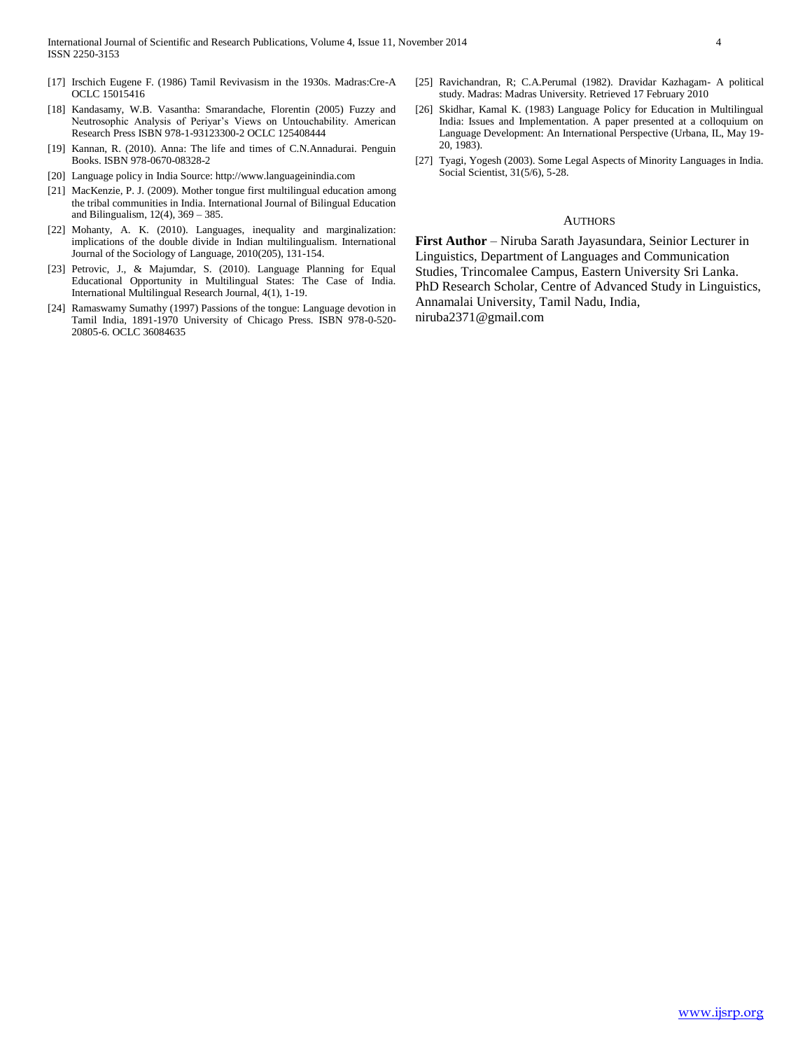[17] Irschich Eugene F. (1986) Tamil Revivasism in the 1930s. Madras:Cre-A OCLC 15015416

[18] Kandasamy, W.B. Vasantha: Smarandache, Florentin (2005) Fuzzy and Neutrosophic Analysis of Periyar's Views on Untouchability. American Research Press ISBN 978-1-93123300-2 OCLC 125408444

[19] Kannan, R. (2010). Anna: The life and times of C.N.Annadurai. Penguin Books. ISBN 978-0670-08328-2

[20] Language policy in India Source: http://www.languageinindia.com

[21] MacKenzie, P. J. (2009). Mother tongue first multilingual education among the tribal communities in India. International Journal of Bilingual Education and Bilingualism, 12(4), 369 – 385.

[22] Mohanty, A. K. (2010). Languages, inequality and marginalization: implications of the double divide in Indian multilingualism. International Journal of the Sociology of Language, 2010(205), 131-154.

[23] Petrovic, J., & Majumdar, S. (2010). Language Planning for Equal Educational Opportunity in Multilingual States: The Case of India. International Multilingual Research Journal, 4(1), 1-19.

[24] Ramaswamy Sumathy (1997) Passions of the tongue: Language devotion in Tamil India, 1891-1970 University of Chicago Press. ISBN 978-0-520-20805-6. OCLC 36084635

[25] Ravichandran, R; C.A.Perumal (1982). Dravidar Kazhagam- A political study. Madras: Madras University. Retrieved 17 February 2010

[26] Skidhar, Kamal K. (1983) Language Policy for Education in Multilingual India: Issues and Implementation. A paper presented at a colloquium on Language Development: An International Perspective (Urbana, IL, May 19-20, 1983).

[27] Tyagi, Yogesh (2003). Some Legal Aspects of Minority Languages in India. Social Scientist, 31(5/6), 5-28.

## Authors

**First Author** – Niruba Sarath Jayasundara, Seinior Lecturer in Linguistics, Department of Languages and Communication Studies, Trincomalee Campus, Eastern University Sri Lanka. PhD Research Scholar, Centre of Advanced Study in Linguistics, Annamalai University, Tamil Nadu, India, niruba2371@gmail.com